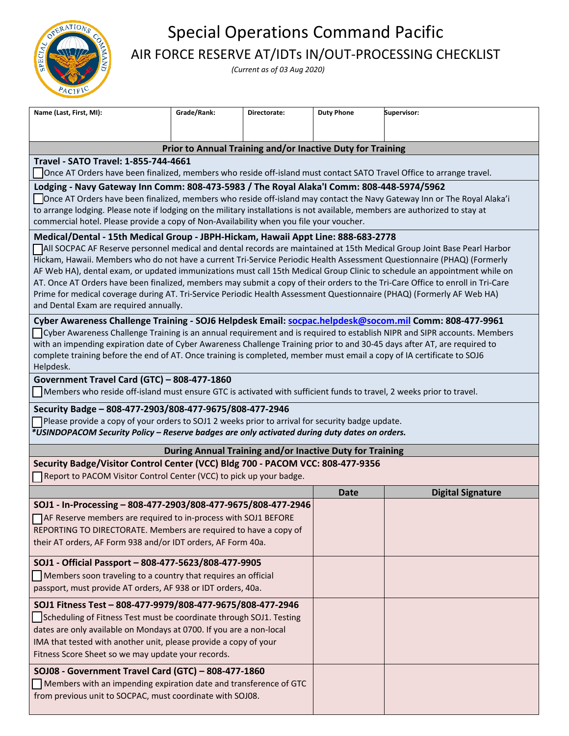# Special Operations Command Pacific

## AIR FORCE RESERVE AT/IDTs IN/OUT-PROCESSING CHECKLIST

*(Current as of 03 Aug 2020)*

| Name (Last, First, MI): | Grade/Rank: | Directorate: | Duty Phone | Supervisor: |
|---|---|---|---|---|
| | | | | |

### Prior to Annual Training and/or Inactive Duty for Training

**Travel - SATO Travel: 1-855-744-4661**

☐ Once AT Orders have been finalized, members who reside off-island must contact SATO Travel Office to arrange travel.

**Lodging - Navy Gateway Inn Comm: 808-473-5983 / The Royal Alaka'I Comm: 808-448-5974/5962**

☐ Once AT Orders have been finalized, members who reside off-island may contact the Navy Gateway Inn or The Royal Alaka'i to arrange lodging. Please note if lodging on the military installations is not available, members are authorized to stay at commercial hotel. Please provide a copy of Non-Availability when you file your voucher.

**Medical/Dental - 15th Medical Group - JBPH-Hickam, Hawaii Appt Line: 888-683-2778**

☐ All SOCPAC AF Reserve personnel medical and dental records are maintained at 15th Medical Group Joint Base Pearl Harbor Hickam, Hawaii. Members who do not have a current Tri-Service Periodic Health Assessment Questionnaire (PHAQ) (Formerly AF Web HA), dental exam, or updated immunizations must call 15th Medical Group Clinic to schedule an appointment while on AT. Once AT Orders have been finalized, members may submit a copy of their orders to the Tri-Care Office to enroll in Tri-Care Prime for medical coverage during AT. Tri-Service Periodic Health Assessment Questionnaire (PHAQ) (Formerly AF Web HA) and Dental Exam are required annually.

**Cyber Awareness Challenge Training - SOJ6 Helpdesk Email: socpac.helpdesk@socom.mil Comm: 808-477-9961**

☐ Cyber Awareness Challenge Training is an annual requirement and is required to establish NIPR and SIPR accounts. Members with an impending expiration date of Cyber Awareness Challenge Training prior to and 30-45 days after AT, are required to complete training before the end of AT. Once training is completed, member must email a copy of IA certificate to SOJ6 Helpdesk.

**Government Travel Card (GTC) – 808-477-1860**

☐ Members who reside off-island must ensure GTC is activated with sufficient funds to travel, 2 weeks prior to travel.

**Security Badge – 808-477-2903/808-477-9675/808-477-2946**

☐ Please provide a copy of your orders to SOJ1 2 weeks prior to arrival for security badge update.

***USINDOPACOM Security Policy – Reserve badges are only activated during duty dates on orders.***

### During Annual Training and/or Inactive Duty for Training

**Security Badge/Visitor Control Center (VCC) Bldg 700 - PACOM VCC: 808-477-9356**

☐ Report to PACOM Visitor Control Center (VCC) to pick up your badge.

| | Date | Digital Signature |
|---|---|---|
| **SOJ1 - In-Processing – 808-477-2903/808-477-9675/808-477-2946**<br>☐ AF Reserve members are required to in-process with SOJ1 BEFORE REPORTING TO DIRECTORATE. Members are required to have a copy of their AT orders, AF Form 938 and/or IDT orders, AF Form 40a. | | |
| **SOJ1 - Official Passport – 808-477-5623/808-477-9905**<br>☐ Members soon traveling to a country that requires an official passport, must provide AT orders, AF 938 or IDT orders, 40a. | | |
| **SOJ1 Fitness Test – 808-477-9979/808-477-9675/808-477-2946**<br>☐ Scheduling of Fitness Test must be coordinate through SOJ1. Testing dates are only available on Mondays at 0700. If you are a non-local IMA that tested with another unit, please provide a copy of your Fitness Score Sheet so we may update your records. | | |
| **SOJ08 - Government Travel Card (GTC) – 808-477-1860**<br>☐ Members with an impending expiration date and transference of GTC from previous unit to SOCPAC, must coordinate with SOJ08. | | |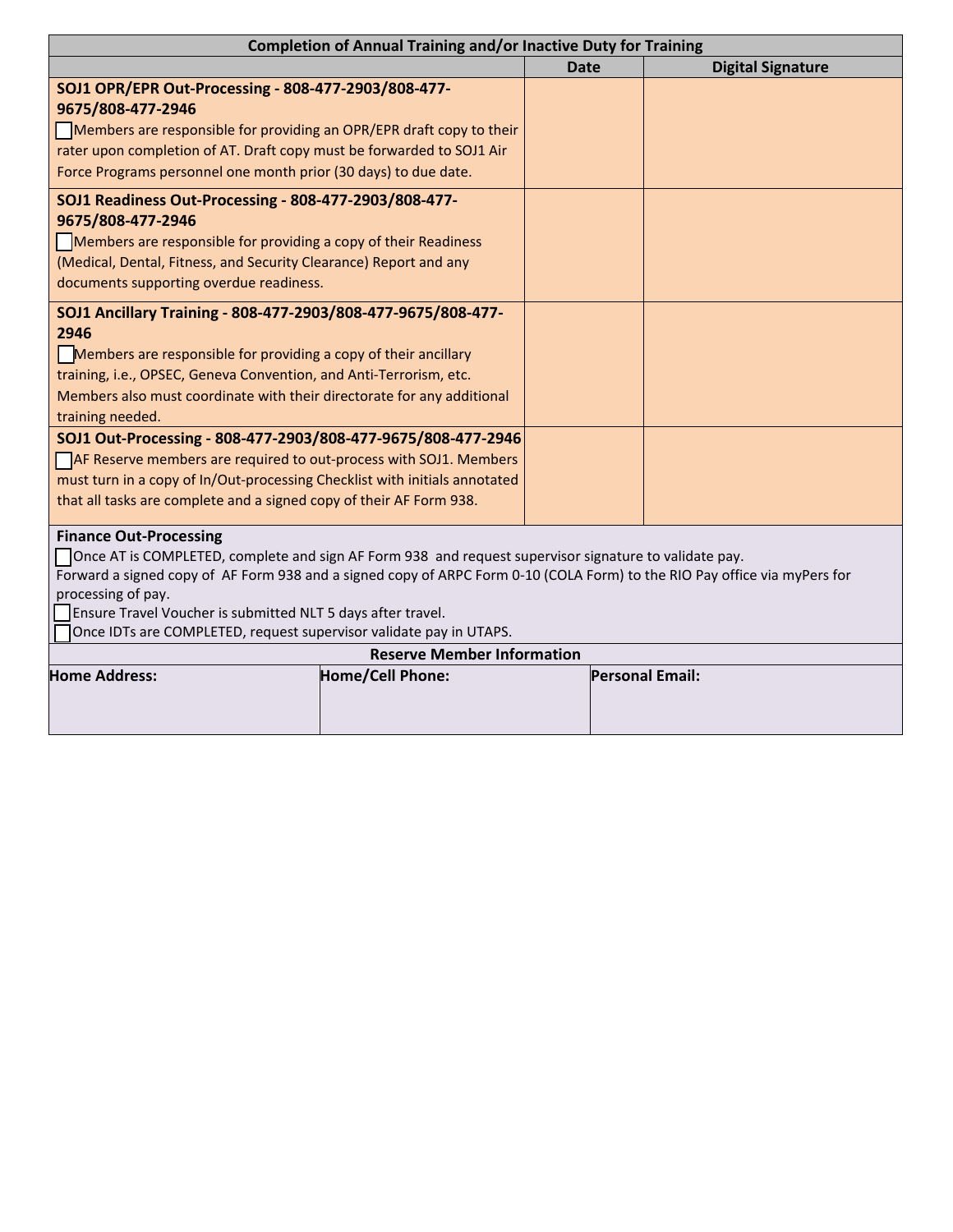| Completion of Annual Training and/or Inactive Duty for Training | | |
|---|---|---|
| | **Date** | **Digital Signature** |
| **SOJ1 OPR/EPR Out-Processing - 808-477-2903/808-477-9675/808-477-2946**<br>☐ Members are responsible for providing an OPR/EPR draft copy to their rater upon completion of AT. Draft copy must be forwarded to SOJ1 Air Force Programs personnel one month prior (30 days) to due date. | | |
| **SOJ1 Readiness Out-Processing - 808-477-2903/808-477-9675/808-477-2946**<br>☐ Members are responsible for providing a copy of their Readiness (Medical, Dental, Fitness, and Security Clearance) Report and any documents supporting overdue readiness. | | |
| **SOJ1 Ancillary Training - 808-477-2903/808-477-9675/808-477-2946**<br>☐ Members are responsible for providing a copy of their ancillary training, i.e., OPSEC, Geneva Convention, and Anti-Terrorism, etc. Members also must coordinate with their directorate for any additional training needed. | | |
| **SOJ1 Out-Processing - 808-477-2903/808-477-9675/808-477-2946**<br>☐ AF Reserve members are required to out-process with SOJ1. Members must turn in a copy of In/Out-processing Checklist with initials annotated that all tasks are complete and a signed copy of their AF Form 938. | | |
| **Finance Out-Processing**<br>☐ Once AT is COMPLETED, complete and sign AF Form 938 and request supervisor signature to validate pay. Forward a signed copy of AF Form 938 and a signed copy of ARPC Form 0-10 (COLA Form) to the RIO Pay office via myPers for processing of pay.<br>☐ Ensure Travel Voucher is submitted NLT 5 days after travel.<br>☐ Once IDTs are COMPLETED, request supervisor validate pay in UTAPS. | | |

| Reserve Member Information | | |
|---|---|---|
| **Home Address:** | **Home/Cell Phone:** | **Personal Email:** |
| | | |